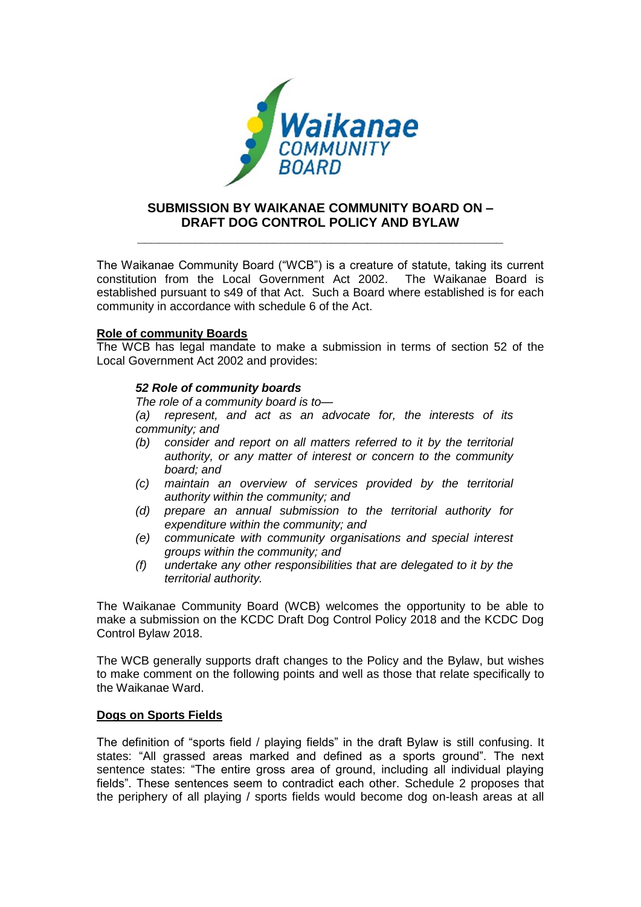# SUBMISSION BY WAIKANAE COMMUNITY BOARD ON – DRAFT DOG CONTROL POLICY AND BYLAW

The Waikanae Community Board ("WCB") is a creature of statute, taking its current constitution from the Local Government Act 2002. The Waikanae Board is established pursuant to s49 of that Act. Such a Board where established is for each community in accordance with schedule 6 of the Act.

## Role of community Boards

The WCB has legal mandate to make a submission in terms of section 52 of the Local Government Act 2002 and provides:

> ***52 Role of community boards***
>
> *The role of a community board is to—*
>
> *(a) represent, and act as an advocate for, the interests of its community; and*
>
> *(b) consider and report on all matters referred to it by the territorial authority, or any matter of interest or concern to the community board; and*
>
> *(c) maintain an overview of services provided by the territorial authority within the community; and*
>
> *(d) prepare an annual submission to the territorial authority for expenditure within the community; and*
>
> *(e) communicate with community organisations and special interest groups within the community; and*
>
> *(f) undertake any other responsibilities that are delegated to it by the territorial authority.*

The Waikanae Community Board (WCB) welcomes the opportunity to be able to make a submission on the KCDC Draft Dog Control Policy 2018 and the KCDC Dog Control Bylaw 2018.

The WCB generally supports draft changes to the Policy and the Bylaw, but wishes to make comment on the following points and well as those that relate specifically to the Waikanae Ward.

## Dogs on Sports Fields

The definition of "sports field / playing fields" in the draft Bylaw is still confusing. It states: "All grassed areas marked and defined as a sports ground". The next sentence states: "The entire gross area of ground, including all individual playing fields". These sentences seem to contradict each other. Schedule 2 proposes that the periphery of all playing / sports fields would become dog on-leash areas at all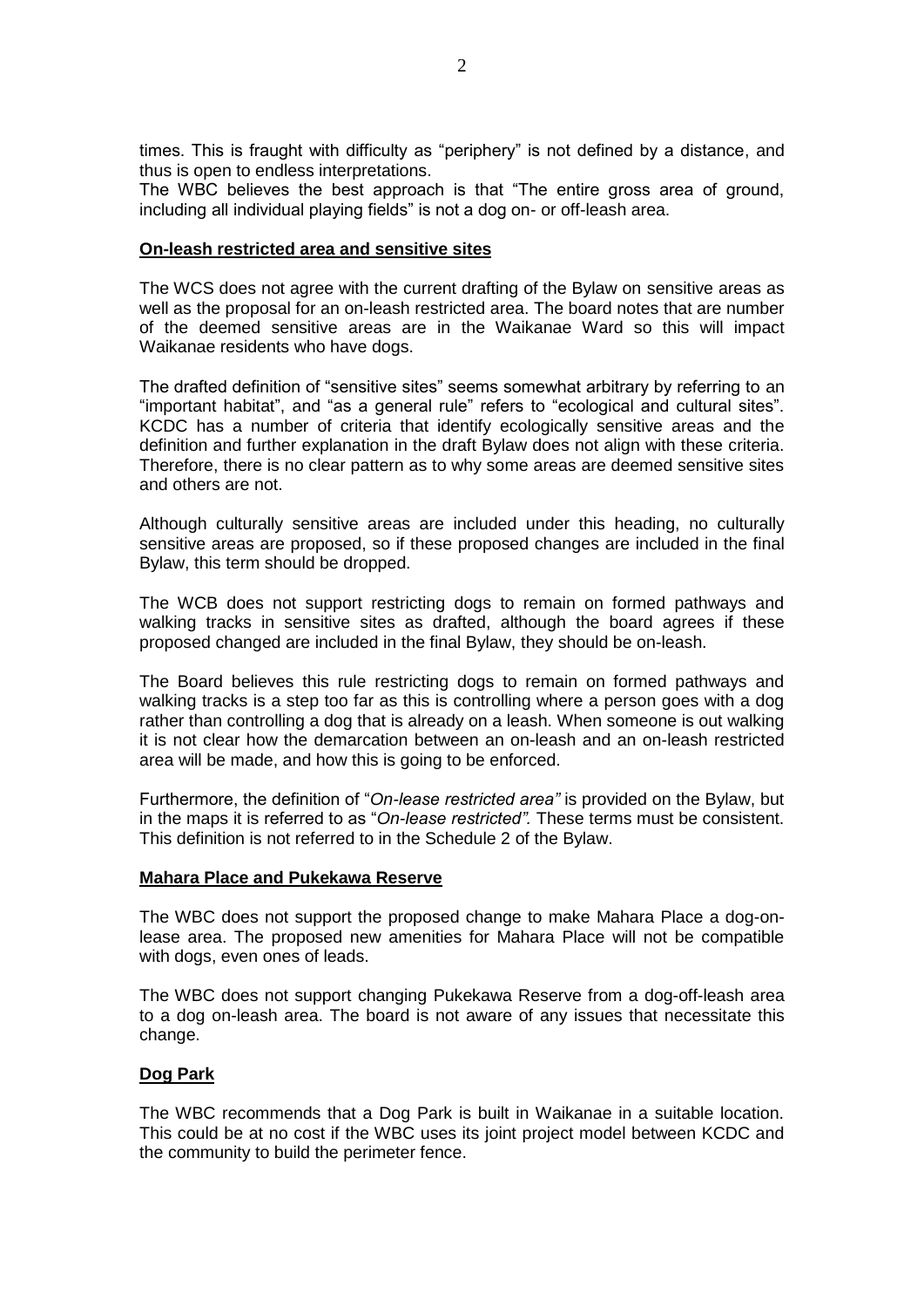times. This is fraught with difficulty as "periphery" is not defined by a distance, and thus is open to endless interpretations.
The WBC believes the best approach is that "The entire gross area of ground, including all individual playing fields" is not a dog on- or off-leash area.

**On-leash restricted area and sensitive sites**

The WCS does not agree with the current drafting of the Bylaw on sensitive areas as well as the proposal for an on-leash restricted area. The board notes that are number of the deemed sensitive areas are in the Waikanae Ward so this will impact Waikanae residents who have dogs.

The drafted definition of "sensitive sites" seems somewhat arbitrary by referring to an "important habitat", and "as a general rule" refers to "ecological and cultural sites". KCDC has a number of criteria that identify ecologically sensitive areas and the definition and further explanation in the draft Bylaw does not align with these criteria. Therefore, there is no clear pattern as to why some areas are deemed sensitive sites and others are not.

Although culturally sensitive areas are included under this heading, no culturally sensitive areas are proposed, so if these proposed changes are included in the final Bylaw, this term should be dropped.

The WCB does not support restricting dogs to remain on formed pathways and walking tracks in sensitive sites as drafted, although the board agrees if these proposed changed are included in the final Bylaw, they should be on-leash.

The Board believes this rule restricting dogs to remain on formed pathways and walking tracks is a step too far as this is controlling where a person goes with a dog rather than controlling a dog that is already on a leash. When someone is out walking it is not clear how the demarcation between an on-leash and an on-leash restricted area will be made, and how this is going to be enforced.

Furthermore, the definition of "*On-lease restricted area"* is provided on the Bylaw, but in the maps it is referred to as "*On-lease restricted".* These terms must be consistent. This definition is not referred to in the Schedule 2 of the Bylaw.

**Mahara Place and Pukekawa Reserve**

The WBC does not support the proposed change to make Mahara Place a dog-on-lease area. The proposed new amenities for Mahara Place will not be compatible with dogs, even ones of leads.

The WBC does not support changing Pukekawa Reserve from a dog-off-leash area to a dog on-leash area. The board is not aware of any issues that necessitate this change.

**Dog Park**

The WBC recommends that a Dog Park is built in Waikanae in a suitable location. This could be at no cost if the WBC uses its joint project model between KCDC and the community to build the perimeter fence.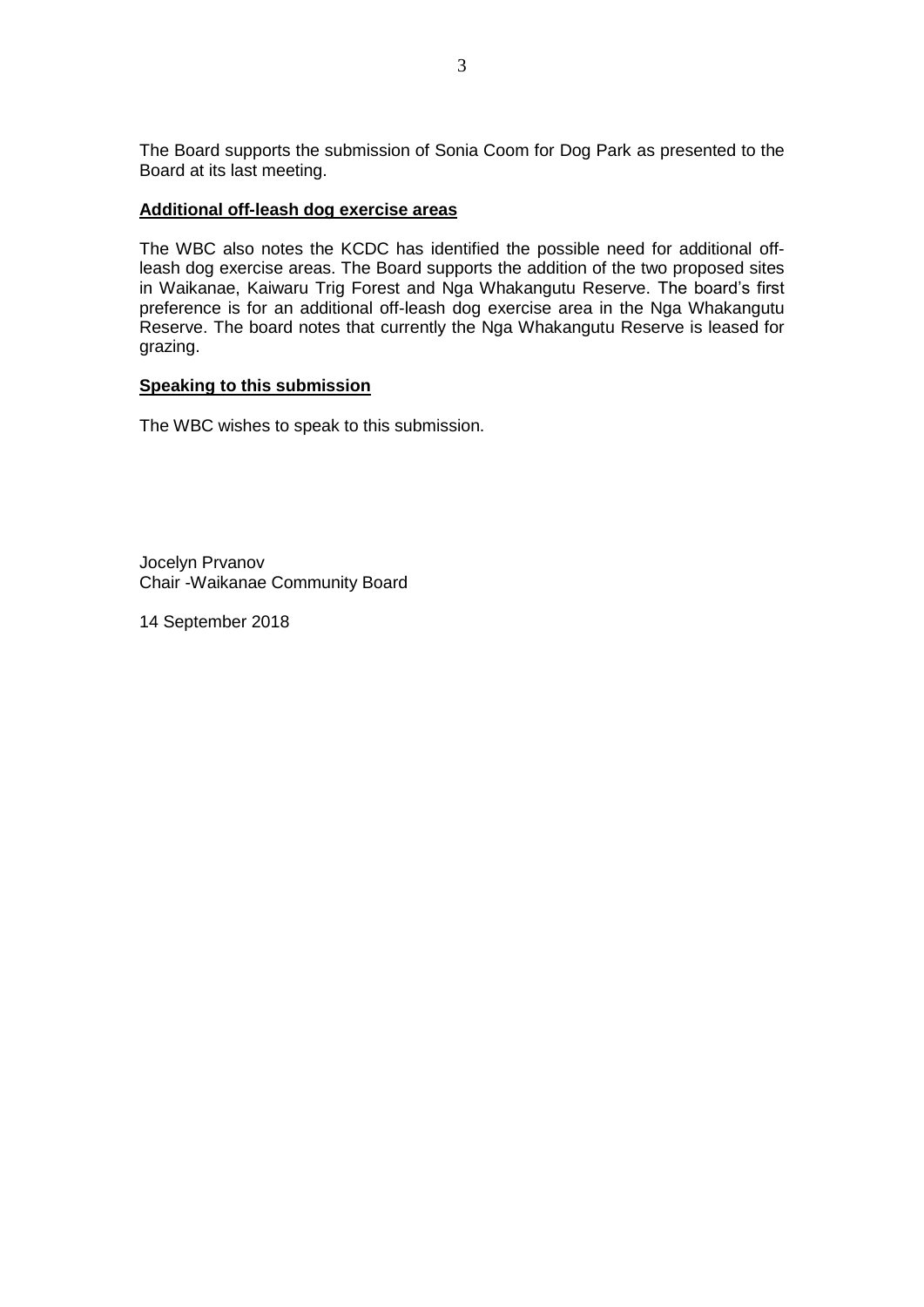The Board supports the submission of Sonia Coom for Dog Park as presented to the Board at its last meeting.

**Additional off-leash dog exercise areas**

The WBC also notes the KCDC has identified the possible need for additional off-leash dog exercise areas. The Board supports the addition of the two proposed sites in Waikanae, Kaiwaru Trig Forest and Nga Whakangutu Reserve. The board's first preference is for an additional off-leash dog exercise area in the Nga Whakangutu Reserve. The board notes that currently the Nga Whakangutu Reserve is leased for grazing.

**Speaking to this submission**

The WBC wishes to speak to this submission.

Jocelyn Prvanov
Chair -Waikanae Community Board

14 September 2018